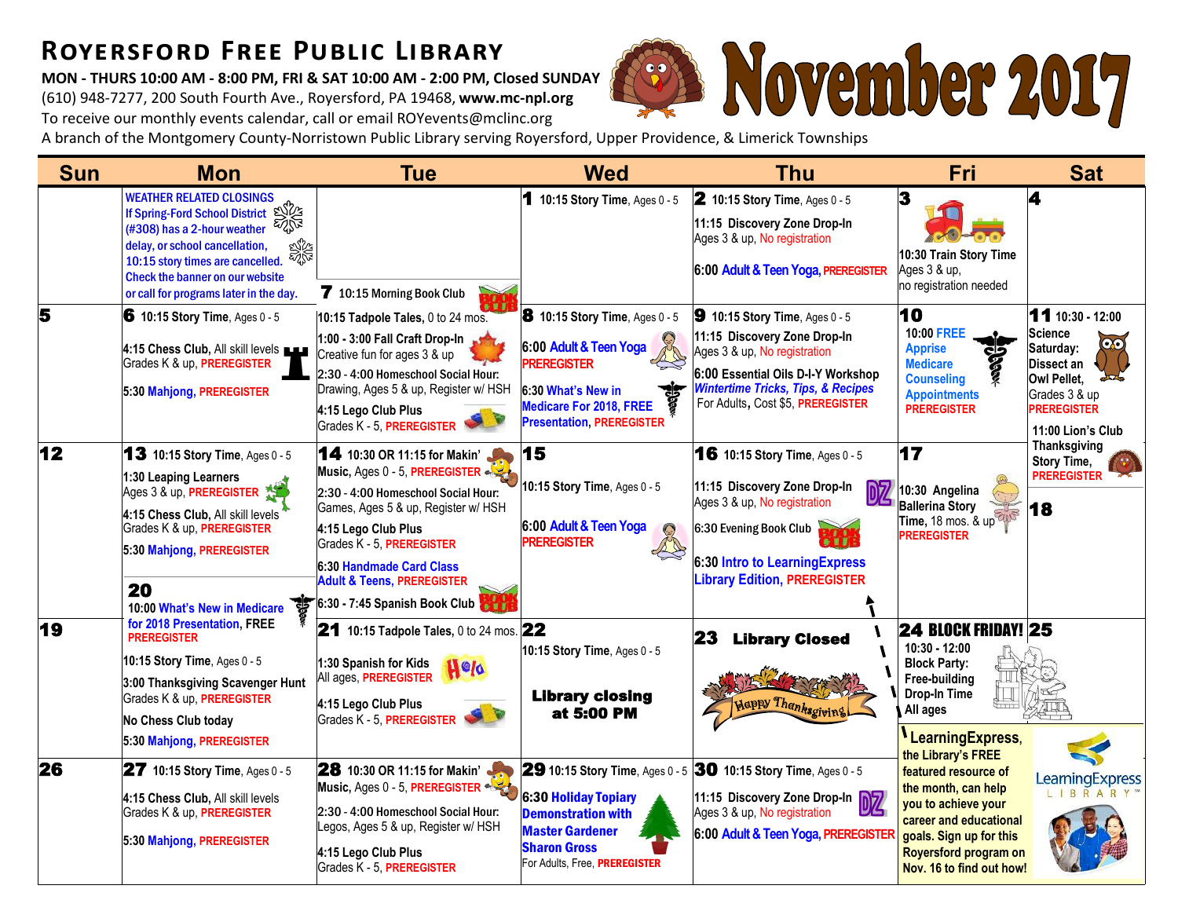# Royersford Free Public Library

**MON - THURS 10:00 AM - 8:00 PM, FRI & SAT 10:00 AM - 2:00 PM, Closed SUNDAY**

(610) 948-7277, 200 South Fourth Ave., Royersford, PA 19468, **www.mc-npl.org**

To receive our monthly events calendar, call or email ROYevents@mclinc.org

A branch of the Montgomery County-Norristown Public Library serving Royersford, Upper Providence, & Limerick Townships

# November 2017

| Sun | Mon | Tue | Wed | Thu | Fri | Sat |
|---|---|---|---|---|---|---|
| | **WEATHER RELATED CLOSINGS** If Spring-Ford School District (#308) has a 2-hour weather delay, or school cancellation, 10:15 story times are cancelled. Check the banner on our website or call for programs later in the day. | **7** 10:15 Morning Book Club | **1** 10:15 Story Time, Ages 0 - 5 | **2** 10:15 Story Time, Ages 0 - 5<br><br>11:15 Discovery Zone Drop-In Ages 3 & up, No registration<br><br>6:00 Adult & Teen Yoga, PREREGISTER | **3**<br><br>10:30 Train Story Time Ages 3 & up, no registration needed | **4** |
| **5** | **6** 10:15 Story Time, Ages 0 - 5<br><br>4:15 Chess Club, All skill levels Grades K & up, PREREGISTER<br><br>5:30 Mahjong, PREREGISTER | 10:15 Tadpole Tales, 0 to 24 mos.<br><br>1:00 - 3:00 Fall Craft Drop-In Creative fun for ages 3 & up<br><br>2:30 - 4:00 Homeschool Social Hour: Drawing, Ages 5 & up, Register w/ HSH<br><br>4:15 Lego Club Plus Grades K - 5, PREREGISTER | **8** 10:15 Story Time, Ages 0 - 5<br><br>6:00 Adult & Teen Yoga PREREGISTER<br><br>6:30 What's New in Medicare For 2018, FREE Presentation, PREREGISTER | **9** 10:15 Story Time, Ages 0 - 5<br><br>11:15 Discovery Zone Drop-In Ages 3 & up, No registration<br><br>6:00 Essential Oils D-I-Y Workshop *Wintertime Tricks, Tips, & Recipes* For Adults, Cost $5, PREREGISTER | **10**<br><br>10:00 FREE Apprise Medicare Counseling Appointments PREREGISTER | **11** 10:30 - 12:00 Science Saturday: Dissect an Owl Pellet, Grades 3 & up PREREGISTER<br><br>11:00 Lion's Club Thanksgiving Story Time, PREREGISTER |
| **12** | **13** 10:15 Story Time, Ages 0 - 5<br><br>1:30 Leaping Learners Ages 3 & up, PREREGISTER<br><br>4:15 Chess Club, All skill levels Grades K & up, PREREGISTER<br><br>5:30 Mahjong, PREREGISTER | **14** 10:30 OR 11:15 for Makin' Music, Ages 0 - 5, PREREGISTER<br><br>2:30 - 4:00 Homeschool Social Hour: Games, Ages 5 & up, Register w/ HSH<br><br>4:15 Lego Club Plus Grades K - 5, PREREGISTER<br><br>6:30 Handmade Card Class Adult & Teens, PREREGISTER<br><br>6:30 - 7:45 Spanish Book Club | **15**<br><br>10:15 Story Time, Ages 0 - 5<br><br>6:00 Adult & Teen Yoga PREREGISTER | **16** 10:15 Story Time, Ages 0 - 5<br><br>11:15 Discovery Zone Drop-In Ages 3 & up, No registration<br><br>6:30 Evening Book Club<br><br>6:30 Intro to LearningExpress Library Edition, PREREGISTER | **17**<br><br>10:30 Angelina Ballerina Story Time, 18 mos. & up PREREGISTER | **18** |
| **19** | **20** 10:00 What's New in Medicare for 2018 Presentation, FREE PREREGISTER<br><br>10:15 Story Time, Ages 0 - 5<br><br>3:00 Thanksgiving Scavenger Hunt Grades K & up, PREREGISTER<br><br>No Chess Club today<br><br>5:30 Mahjong, PREREGISTER | **21** 10:15 Tadpole Tales, 0 to 24 mos.<br><br>1:30 Spanish for Kids All ages, PREREGISTER<br><br>4:15 Lego Club Plus Grades K - 5, PREREGISTER | **22**<br><br>10:15 Story Time, Ages 0 - 5<br><br>**Library closing at 5:00 PM** | **23** **Library Closed**<br><br>Happy Thanksgiving | **24 BLOCK FRIDAY!**<br><br>10:30 - 12:00 Block Party: Free-building Drop-In Time All ages | **25** |
| **26** | **27** 10:15 Story Time, Ages 0 - 5<br><br>4:15 Chess Club, All skill levels Grades K & up, PREREGISTER<br><br>5:30 Mahjong, PREREGISTER | **28** 10:30 OR 11:15 for Makin' Music, Ages 0 - 5, PREREGISTER<br><br>2:30 - 4:00 Homeschool Social Hour: Legos, Ages 5 & up, Register w/ HSH<br><br>4:15 Lego Club Plus Grades K - 5, PREREGISTER | **29** 10:15 Story Time, Ages 0 - 5<br><br>6:30 Holiday Topiary Demonstration with Master Gardener Sharon Gross For Adults, Free, PREREGISTER | **30** 10:15 Story Time, Ages 0 - 5<br><br>11:15 Discovery Zone Drop-In Ages 3 & up, No registration<br><br>6:00 Adult & Teen Yoga, PREREGISTER | LearningExpress, the Library's FREE featured resource of the month, can help you to achieve your career and educational goals. Sign up for this Royersford program on Nov. 16 to find out how! | LearningExpress LIBRARY |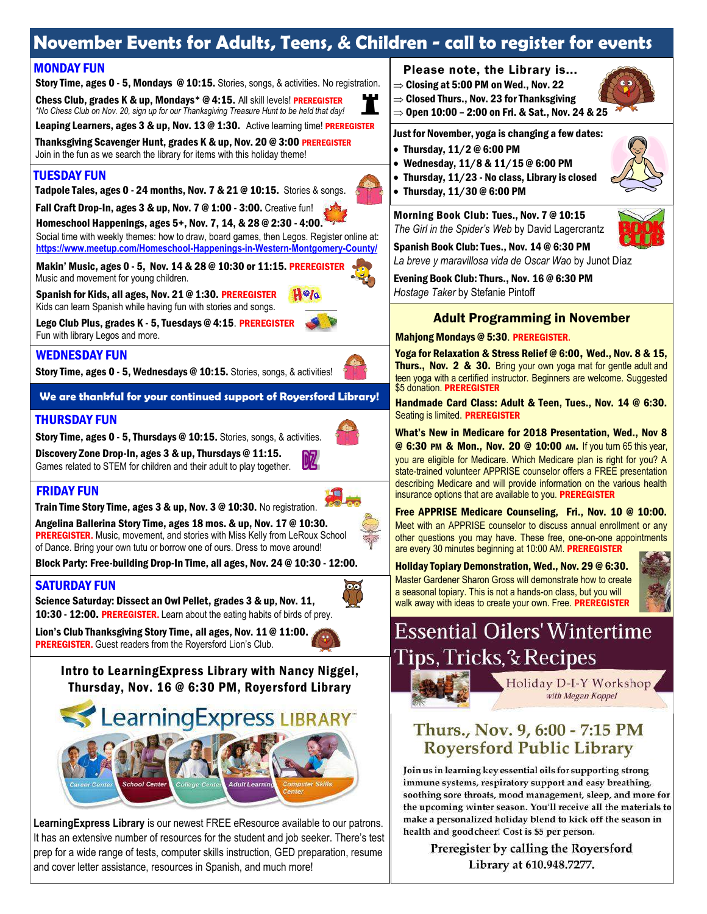# November Events for Adults, Teens, & Children - call to register for events

## MONDAY FUN

**Story Time, ages 0 - 5, Mondays @ 10:15.** Stories, songs, & activities. No registration.

**Chess Club, grades K & up, Mondays* @ 4:15.** All skill levels! **PREREGISTER**
*\*No Chess Club on Nov. 20, sign up for our Thanksgiving Treasure Hunt to be held that day!*

**Leaping Learners, ages 3 & up, Nov. 13 @ 1:30.** Active learning time! **PREREGISTER**

**Thanksgiving Scavenger Hunt, grades K & up, Nov. 20 @ 3:00** **PREREGISTER**
Join in the fun as we search the library for items with this holiday theme!

## TUESDAY FUN

**Tadpole Tales, ages 0 - 24 months, Nov. 7 & 21 @ 10:15.** Stories & songs.

**Fall Craft Drop-In, ages 3 & up, Nov. 7 @ 1:00 - 3:00.** Creative fun!

**Homeschool Happenings, ages 5+, Nov. 7, 14, & 28 @ 2:30 - 4:00.**
Social time with weekly themes: how to draw, board games, then Legos. Register online at: https://www.meetup.com/Homeschool-Happenings-in-Western-Montgomery-County/

**Makin' Music, ages 0 - 5, Nov. 14 & 28 @ 10:30 or 11:15.** **PREREGISTER**
Music and movement for young children.

**Spanish for Kids, all ages, Nov. 21 @ 1:30.** **PREREGISTER**
Kids can learn Spanish while having fun with stories and songs.

**Lego Club Plus, grades K - 5, Tuesdays @ 4:15.** **PREREGISTER**
Fun with library Legos and more.

## WEDNESDAY FUN

**Story Time, ages 0 - 5, Wednesdays @ 10:15.** Stories, songs, & activities!

**We are thankful for your continued support of Royersford Library!**

## THURSDAY FUN

**Story Time, ages 0 - 5, Thursdays @ 10:15.** Stories, songs, & activities.

**Discovery Zone Drop-In, ages 3 & up, Thursdays @ 11:15.**
Games related to STEM for children and their adult to play together.

## FRIDAY FUN

**Train Time Story Time, ages 3 & up, Nov. 3 @ 10:30.** No registration.

**Angelina Ballerina Story Time, ages 18 mos. & up, Nov. 17 @ 10:30.**
**PREREGISTER.** Music, movement, and stories with Miss Kelly from LeRoux School of Dance. Bring your own tutu or borrow one of ours. Dress to move around!

**Block Party: Free-building Drop-In Time, all ages, Nov. 24 @ 10:30 - 12:00.**

## SATURDAY FUN

**Science Saturday: Dissect an Owl Pellet, grades 3 & up, Nov. 11, 10:30 - 12:00.** **PREREGISTER.** Learn about the eating habits of birds of prey.

**Lion's Club Thanksgiving Story Time, all ages, Nov. 11 @ 11:00.**
**PREREGISTER.** Guest readers from the Royersford Lion's Club.

### Intro to LearningExpress Library with Nancy Niggel, Thursday, Nov. 16 @ 6:30 PM, Royersford Library

LearningExpress LIBRARY

Career Center | School Center | College Center | Adult Learning | Computer Skills Center

**LearningExpress Library** is our newest FREE eResource available to our patrons. It has an extensive number of resources for the student and job seeker. There's test prep for a wide range of tests, computer skills instruction, GED preparation, resume and cover letter assistance, resources in Spanish, and much more!

### Please note, the Library is...

- ⇒ **Closing at 5:00 PM on Wed., Nov. 22**
- ⇒ **Closed Thurs., Nov. 23 for Thanksgiving**
- ⇒ **Open 10:00 – 2:00 on Fri. & Sat., Nov. 24 & 25**

**Just for November, yoga is changing a few dates:**

- **Thursday, 11/2 @ 6:00 PM**
- **Wednesday, 11/8 & 11/15 @ 6:00 PM**
- **Thursday, 11/23 - No class, Library is closed**
- **Thursday, 11/30 @ 6:00 PM**

**Morning Book Club: Tues., Nov. 7 @ 10:15**
*The Girl in the Spider's Web* by David Lagercrantz

**Spanish Book Club: Tues., Nov. 14 @ 6:30 PM**
*La breve y maravillosa vida de Oscar Wao* by Junot Díaz

**Evening Book Club: Thurs., Nov. 16 @ 6:30 PM**
*Hostage Taker* by Stefanie Pintoff

## Adult Programming in November

**Mahjong Mondays @ 5:30**. **PREREGISTER.**

**Yoga for Relaxation & Stress Relief @ 6:00, Wed., Nov. 8 & 15, Thurs., Nov. 2 & 30.** Bring your own yoga mat for gentle adult and teen yoga with a certified instructor. Beginners are welcome. Suggested $5 donation. **PREREGISTER**

**Handmade Card Class: Adult & Teen, Tues., Nov. 14 @ 6:30.**
Seating is limited. **PREREGISTER**

**What's New in Medicare for 2018 Presentation, Wed., Nov 8 @ 6:30 PM & Mon., Nov. 20 @ 10:00 AM.** If you turn 65 this year, you are eligible for Medicare. Which Medicare plan is right for you? A state-trained volunteer APPRISE counselor offers a FREE presentation describing Medicare and will provide information on the various health insurance options that are available to you. **PREREGISTER**

**Free APPRISE Medicare Counseling, Fri., Nov. 10 @ 10:00.**
Meet with an APPRISE counselor to discuss annual enrollment or any other questions you may have. These free, one-on-one appointments are every 30 minutes beginning at 10:00 AM. **PREREGISTER**

**Holiday Topiary Demonstration, Wed., Nov. 29 @ 6:30.**
Master Gardener Sharon Gross will demonstrate how to create a seasonal topiary. This is not a hands-on class, but you will walk away with ideas to create your own. Free. **PREREGISTER**

## Essential Oilers' Wintertime Tips, Tricks, & Recipes

Holiday D-I-Y Workshop
*with Megan Koppel*

### Thurs., Nov. 9, 6:00 - 7:15 PM
### Royersford Public Library

Join us in learning key essential oils for supporting strong immune systems, respiratory support and easy breathing, soothing sore throats, mood management, sleep, and more for the upcoming winter season. You'll receive all the materials to make a personalized holiday blend to kick off the season in health and good cheer! Cost is $5 per person.

Preregister by calling the Royersford Library at 610.948.7277.